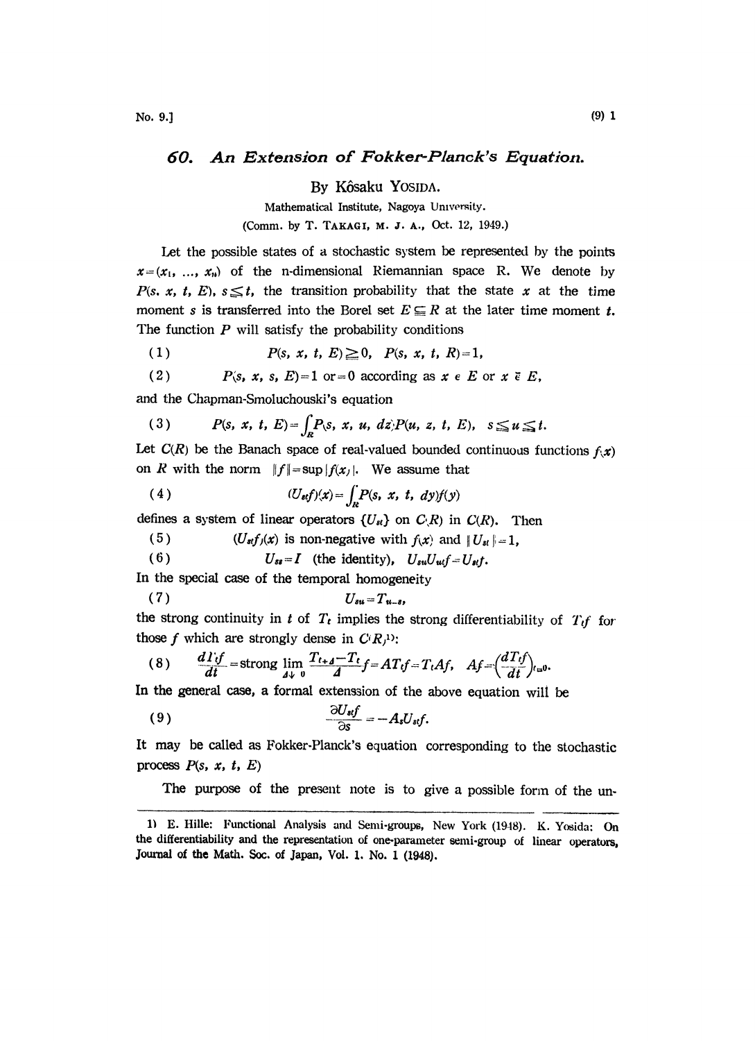# 60. An Extension of Fokker-Planck's Equation.

By Kôsaku YOSIDA.

Mathematical Institute, Nagoya University.

(Comm. by T. TAKAGI, M. J. A., Oct. 12, 1949.)

Let the possible states of a stochastic system be represented by the points $x=(x_1, \ldots, x_n)$ of the n-dimensional Riemannian space R. We denote by $P(s, x, t, E)$, $s \leq t$, the transition probability that the state $x$ at the time moment $s$ is transferred into the Borel set $E \subseteq R$ at the later time moment $t$. The function $P$ will satisfy the probability conditions

$$(1) \qquad P(s, x, t, E) \geq 0, \quad P(s, x, t, R)=1,$$

$$(2) \qquad P(s, x, s, E)=1 \text{ or } =0 \text{ according as } x \in E \text{ or } x \bar{\in} E,$$

and the Chapman-Smoluchouski's equation

$$(3) \qquad P(s, x, t, E)=\int_R P(s, x, u, dz) P(u, z, t, E), \quad s \leqq u \leqq t.$$

Let $C(R)$ be the Banach space of real-valued bounded continuous functions $f(x)$ on $R$ with the norm $\|f\|=\sup|f(x)|$. We assume that

$$(4) \qquad (U_{st}f)(x)=\int_R P(s, x, t, dy) f(y)$$

defines a system of linear operators $\{U_{st}\}$ on $C(R)$ in $C(R)$. Then

$$(5) \qquad (U_{st}f)(x) \text{ is non-negative with } f(x) \text{ and } \|U_{st}\|=1,$$

$$(6) \qquad U_{ss}=I \text{ (the identity)}, \quad U_{su}U_{ut}f=U_{st}f.$$

In the special case of the temporal homogeneity

$$(7) \qquad U_{su}=T_{u-s},$$

the strong continuity in $t$ of $T_t$ implies the strong differentiability of $T_t f$ for those $f$ which are strongly dense in $C(R)$[1]:

$$(8) \qquad \frac{dT_t f}{dt}=\text{strong} \lim_{\Delta \downarrow 0} \frac{T_{t+\Delta}-T_t}{\Delta} f=AT_t f=T_t Af, \quad Af=\left(\frac{dT_t f}{dt}\right)_{t=0}.$$

In the general case, a formal extenssion of the above equation will be

$$(9) \qquad \frac{\partial U_{st}f}{\partial s}=-A_s U_{st}f.$$

It may be called as Fokker-Planck's equation corresponding to the stochastic process $P(s, x, t, E)$

The purpose of the present note is to give a possible form of the un-

---

1) E. Hille: Functional Analysis and Semi-groups, New York (1948). K. Yosida: On the differentiability and the representation of one-parameter semi-group of linear operators, Journal of the Math. Soc. of Japan, Vol. 1. No. 1 (1948).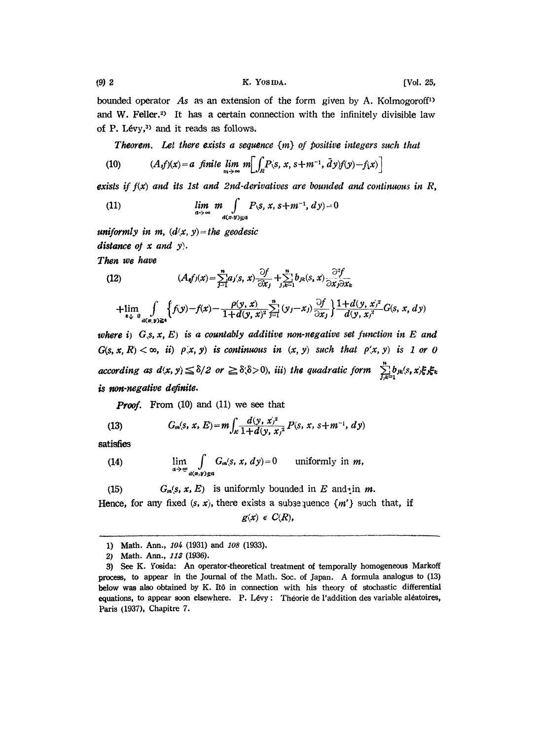bounded operator $A_s$ as an extension of the form given by A. Kolmogoroff[1] and W. Feller.[2] It has a certain connection with the infinitely divisible law of P. Lévy,[3] and it reads as follows.

*Theorem. Let there exists a sequence $\{m\}$ of positive integers such that*

$$(A_s f)(x) = a \text{ finite } \lim_{m\to\infty} m\Big[\int_R P(s, x, s+m^{-1}, dy) f(y) - f(x)\Big] \tag{10}$$

*exists if $f(x)$ and its 1st and 2nd-derivatives are bounded and continuous in $R$,*

$$\lim_{a\to\infty} m \int_{d(x,y)\geq a} P(s, x, s+m^{-1}, dy) = 0 \tag{11}$$

*uniformly in $m$, ($d(x, y)$ = the geodesic distance of $x$ and $y$).*

*Then we have*

$$(A_s f)(x) = \sum_{j=1}^{n} a_j(s, x) \frac{\partial f}{\partial x_j} + \sum_{j,k=1}^{n} b_{jk}(s, x) \frac{\partial^2 f}{\partial x_j \partial x_k} \tag{12}$$

$$+ \lim_{\varepsilon \downarrow 0} \int_{d(x,y)\geq \varepsilon} \Big\{ f(y) - f(x) - \frac{\rho(y, x)}{1+d(y, x)^2} \sum_{j=1}^{n} (y_j - x_j) \frac{\partial f}{\partial x_j} \Big\} \frac{1+d(y, x)^2}{d(y, x)^2} G(s, x, dy)$$

*where i) $G(s, x, E)$ is a countably additive non-negative set function in $E$ and $G(s, x, R) < \infty$, ii) $\rho(x, y)$ is continuous in $(x, y)$ such that $\rho(x, y)$ is 1 or 0 according as $d(x, y) \leq \delta/2$ or $\geq \delta (\delta > 0)$, iii) the quadratic form $\sum_{j,k=1}^{n} b_{jk}(s, x) \xi_j \xi_k$ is non-negative definite.*

***Proof.*** From (10) and (11) we see that

$$G_m(s, x, E) = m \int_E \frac{d(y, x)^2}{1+d(y, x)^2} P(s, x, s+m^{-1}, dy) \tag{13}$$

satisfies

$$\lim_{a\to\infty} \int_{d(x,y)\geq a} G_m(s, x, dy) = 0 \qquad \text{uniformly in } m, \tag{14}$$

$$G_m(s, x, E) \text{ is uniformly bounded in } E \text{ and in } m. \tag{15}$$

Hence, for any fixed $(s, x)$, there exists a subsequence $\{m'\}$ such that, if

$$g(x) \in C(R),$$

---

1) Math. Ann., *104* (1931) and *108* (1933).

2) Math. Ann., *113* (1936).

3) See K. Yosida: An operator-theoretical treatment of temporally homogeneous Markoff process, to appear in the Journal of the Math. Soc. of Japan. A formula analogus to (13) below was also obtained by K. Itô in connection with his theory of stochastic differential equations, to appear soon elsewhere. P. Lévy: Théorie de l'addition des variable aléatoires, Paris (1937), Chapitre 7.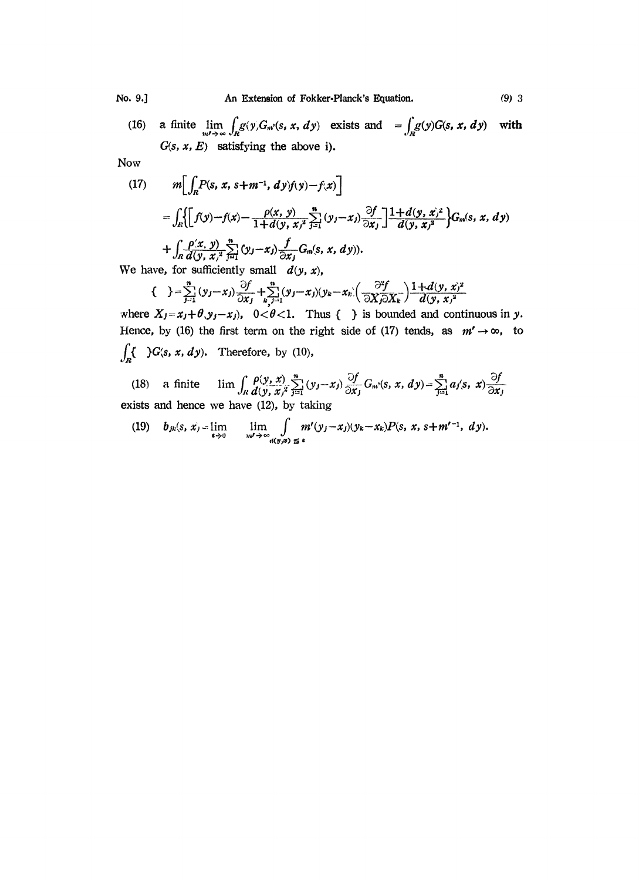(16) a finite $\lim_{m'\to\infty}\int_R g(y)G_{m'}(s, x, dy)$ exists and $=\int_R g(y)G(s, x, dy)$ with $G(s, x, E)$ satisfying the above i).

Now

$$
(17)\qquad m\left[\int_R P(s, x, s+m^{-1}, dy)f(y)-f(x)\right]
$$

$$
=\int_R\left\{\left[f(y)-f(x)-\frac{\rho(x, y)}{1+d(y, x)^2}\sum_{j=1}^{n}(y_j-x_j)\frac{\partial f}{\partial x_j}\right]\frac{1+d(y, x)^2}{d(y, x)^2}\right\}G_m(s, x, dy)
$$

$$
+\int_R\frac{\rho(x, y)}{d(y, x)^2}\sum_{j=1}^{n}(y_j-x_j)\frac{\partial f}{\partial x_j}G_m(s, x, dy)).
$$

We have, for sufficiently small $d(y, x)$,

$$
\{\quad\}=\sum_{j=1}^{n}(y_j-x_j)\frac{\partial f}{\partial x_j}+\sum_{k,j=1}^{n}(y_j-x_j)(y_k-x_k)\left(\frac{\partial^2 f}{\partial X_j\partial X_k}\right)\frac{1+d(y, x)^2}{d(y, x)^2}
$$

where $X_j=x_j+\theta(y_j-x_j)$, $0<\theta<1$. Thus $\{\quad\}$ is bounded and continuous in $y$. Hence, by (16) the first term on the right side of (17) tends, as $m'\to\infty$, to $\int_R\{\quad\}G(s, x, dy)$. Therefore, by (10),

$$
(18)\qquad \text{a finite}\quad \lim\int_R\frac{\rho(y, x)}{d(y, x)^2}\sum_{j=1}^{n}(y_j-x_j)\frac{\partial f}{\partial x_j}G_{m'}(s, x, dy)=\sum_{j=1}^{n}a_j(s, x)\frac{\partial f}{\partial x_j}
$$

exists and hence we have (12), by taking

$$
(19)\qquad b_{jk}(s, x)=\lim_{\epsilon\to 0}\quad\lim_{m'\to\infty}\int_{d(y,x)\leq\epsilon}m'(y_j-x_j)(y_k-x_k)P(s, x, s+m'^{-1}, dy).
$$